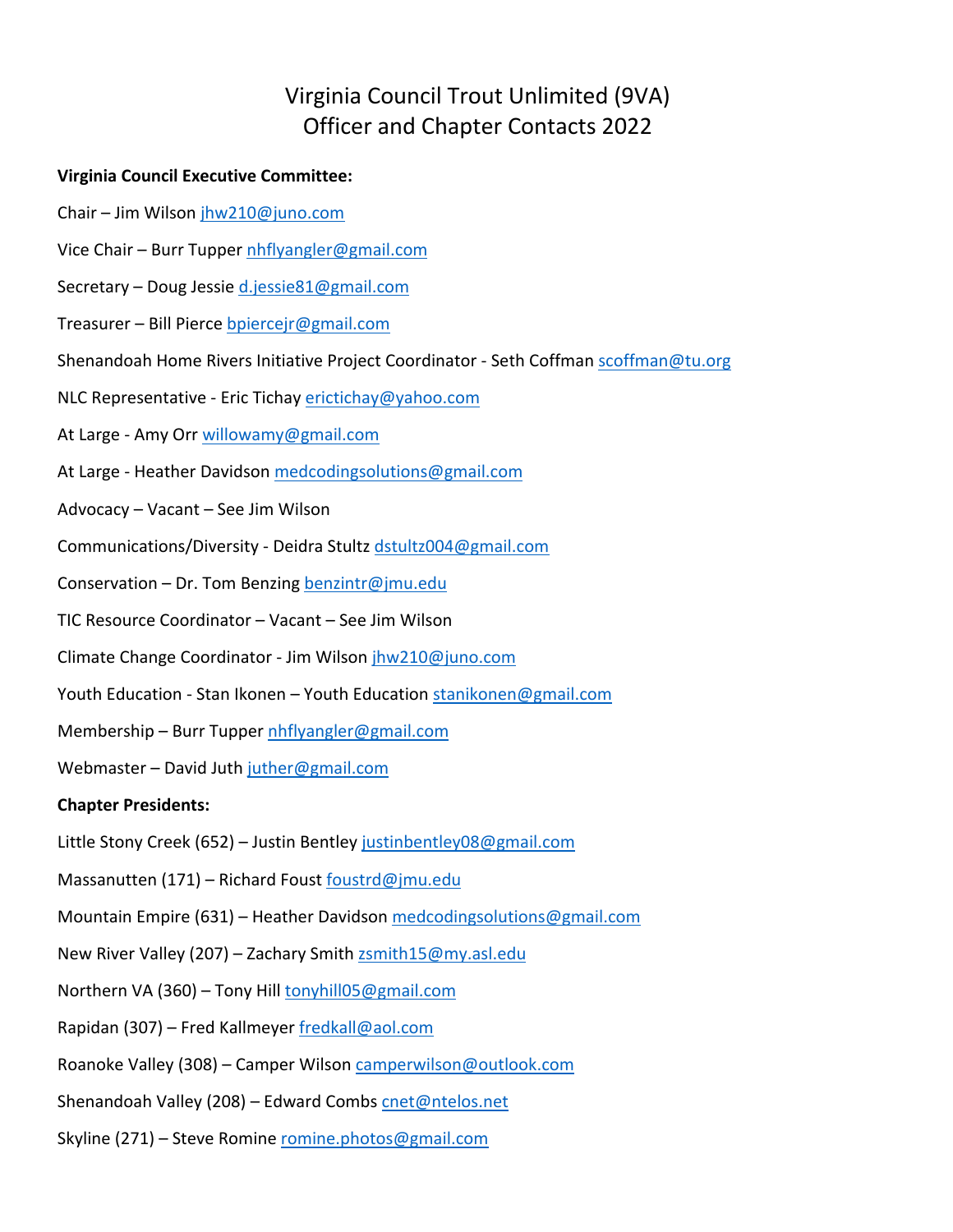# Virginia Council Trout Unlimited (9VA)
# Officer and Chapter Contacts 2022

**Virginia Council Executive Committee:**

Chair – Jim Wilson jhw210@juno.com

Vice Chair – Burr Tupper nhflyangler@gmail.com

Secretary – Doug Jessie d.jessie81@gmail.com

Treasurer – Bill Pierce bpiercejr@gmail.com

Shenandoah Home Rivers Initiative Project Coordinator - Seth Coffman scoffman@tu.org

NLC Representative - Eric Tichay erictichay@yahoo.com

At Large - Amy Orr willowamy@gmail.com

At Large - Heather Davidson medcodingsolutions@gmail.com

Advocacy – Vacant – See Jim Wilson

Communications/Diversity - Deidra Stultz dstultz004@gmail.com

Conservation – Dr. Tom Benzing benzintr@jmu.edu

TIC Resource Coordinator – Vacant – See Jim Wilson

Climate Change Coordinator - Jim Wilson jhw210@juno.com

Youth Education - Stan Ikonen – Youth Education stanikonen@gmail.com

Membership – Burr Tupper nhflyangler@gmail.com

Webmaster – David Juth juther@gmail.com

**Chapter Presidents:**

Little Stony Creek (652) – Justin Bentley justinbentley08@gmail.com

Massanutten (171) – Richard Foust foustrd@jmu.edu

Mountain Empire (631) – Heather Davidson medcodingsolutions@gmail.com

New River Valley (207) – Zachary Smith zsmith15@my.asl.edu

Northern VA (360) – Tony Hill tonyhill05@gmail.com

Rapidan (307) – Fred Kallmeyer fredkall@aol.com

Roanoke Valley (308) – Camper Wilson camperwilson@outlook.com

Shenandoah Valley (208) – Edward Combs cnet@ntelos.net

Skyline (271) – Steve Romine romine.photos@gmail.com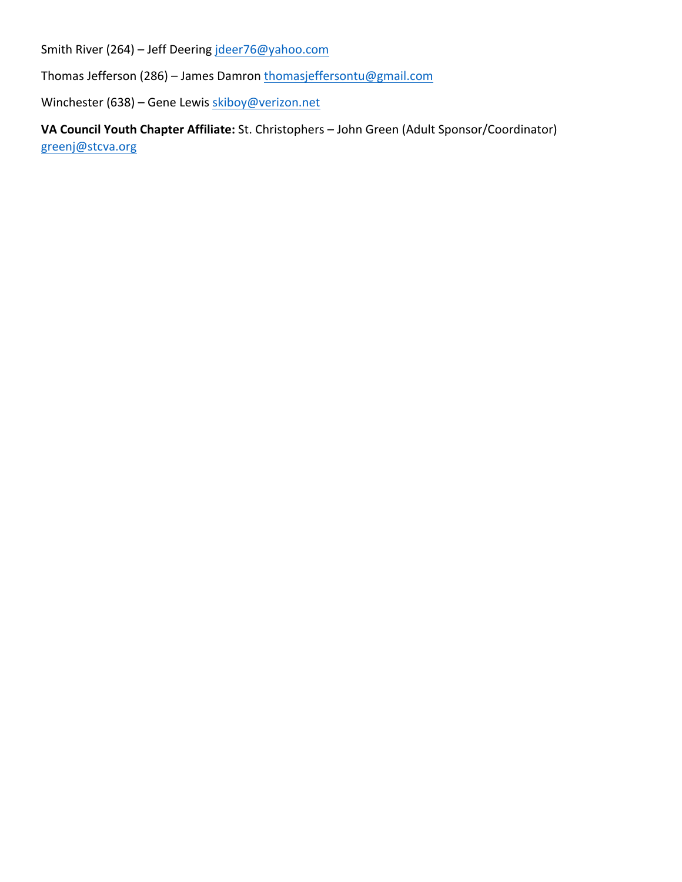Smith River (264) – Jeff Deering jdeer76@yahoo.com

Thomas Jefferson (286) – James Damron thomasjeffersontu@gmail.com

Winchester (638) – Gene Lewis skiboy@verizon.net

**VA Council Youth Chapter Affiliate:** St. Christophers – John Green (Adult Sponsor/Coordinator) greenj@stcva.org